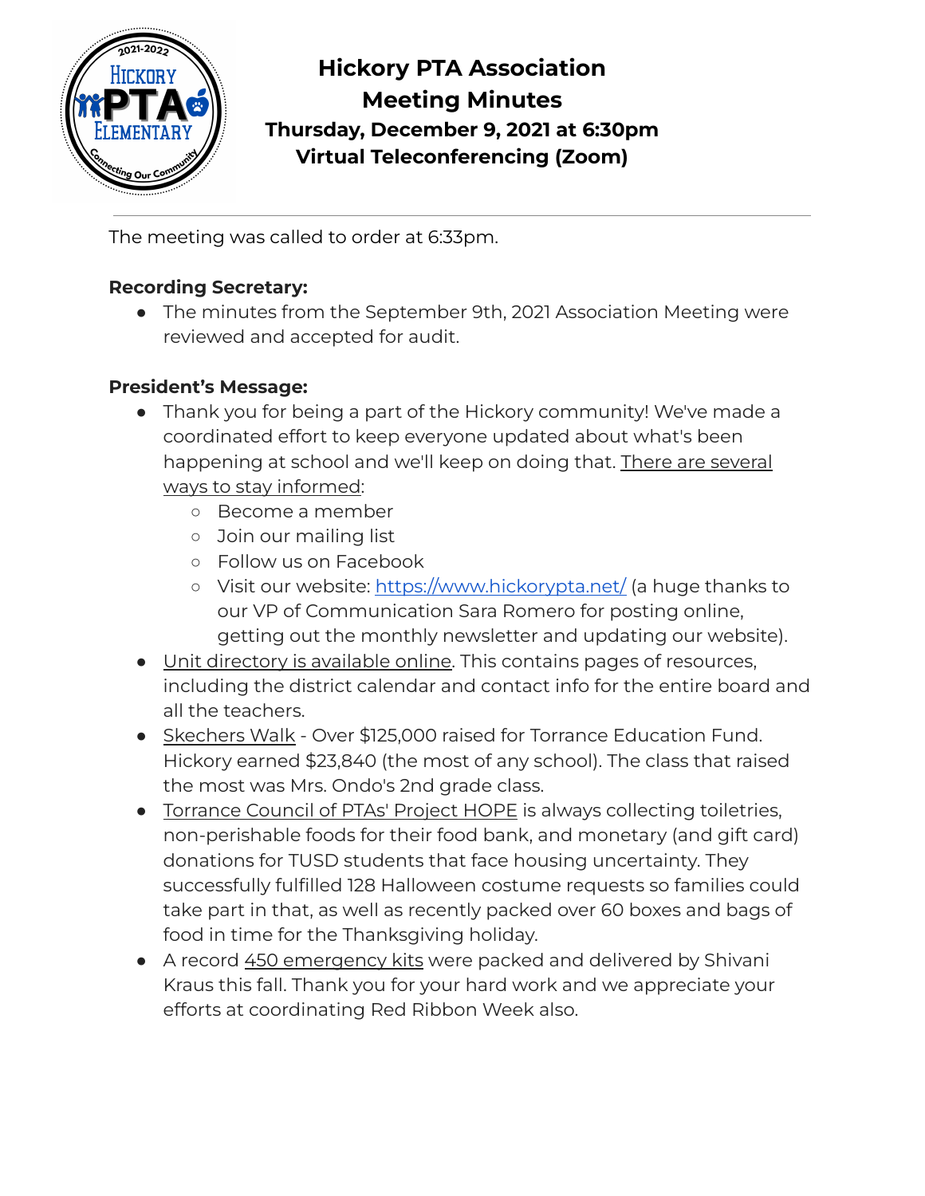# Hickory PTA Association
# Meeting Minutes
### Thursday, December 9, 2021 at 6:30pm
### Virtual Teleconferencing (Zoom)

---

The meeting was called to order at 6:33pm.

**Recording Secretary:**

- The minutes from the September 9th, 2021 Association Meeting were reviewed and accepted for audit.

**President's Message:**

- Thank you for being a part of the Hickory community! We've made a coordinated effort to keep everyone updated about what's been happening at school and we'll keep on doing that. There are several ways to stay informed:
  - Become a member
  - Join our mailing list
  - Follow us on Facebook
  - Visit our website: https://www.hickorypta.net/ (a huge thanks to our VP of Communication Sara Romero for posting online, getting out the monthly newsletter and updating our website).
- Unit directory is available online. This contains pages of resources, including the district calendar and contact info for the entire board and all the teachers.
- Skechers Walk - Over $125,000 raised for Torrance Education Fund. Hickory earned $23,840 (the most of any school). The class that raised the most was Mrs. Ondo's 2nd grade class.
- Torrance Council of PTAs' Project HOPE is always collecting toiletries, non-perishable foods for their food bank, and monetary (and gift card) donations for TUSD students that face housing uncertainty. They successfully fulfilled 128 Halloween costume requests so families could take part in that, as well as recently packed over 60 boxes and bags of food in time for the Thanksgiving holiday.
- A record 450 emergency kits were packed and delivered by Shivani Kraus this fall. Thank you for your hard work and we appreciate your efforts at coordinating Red Ribbon Week also.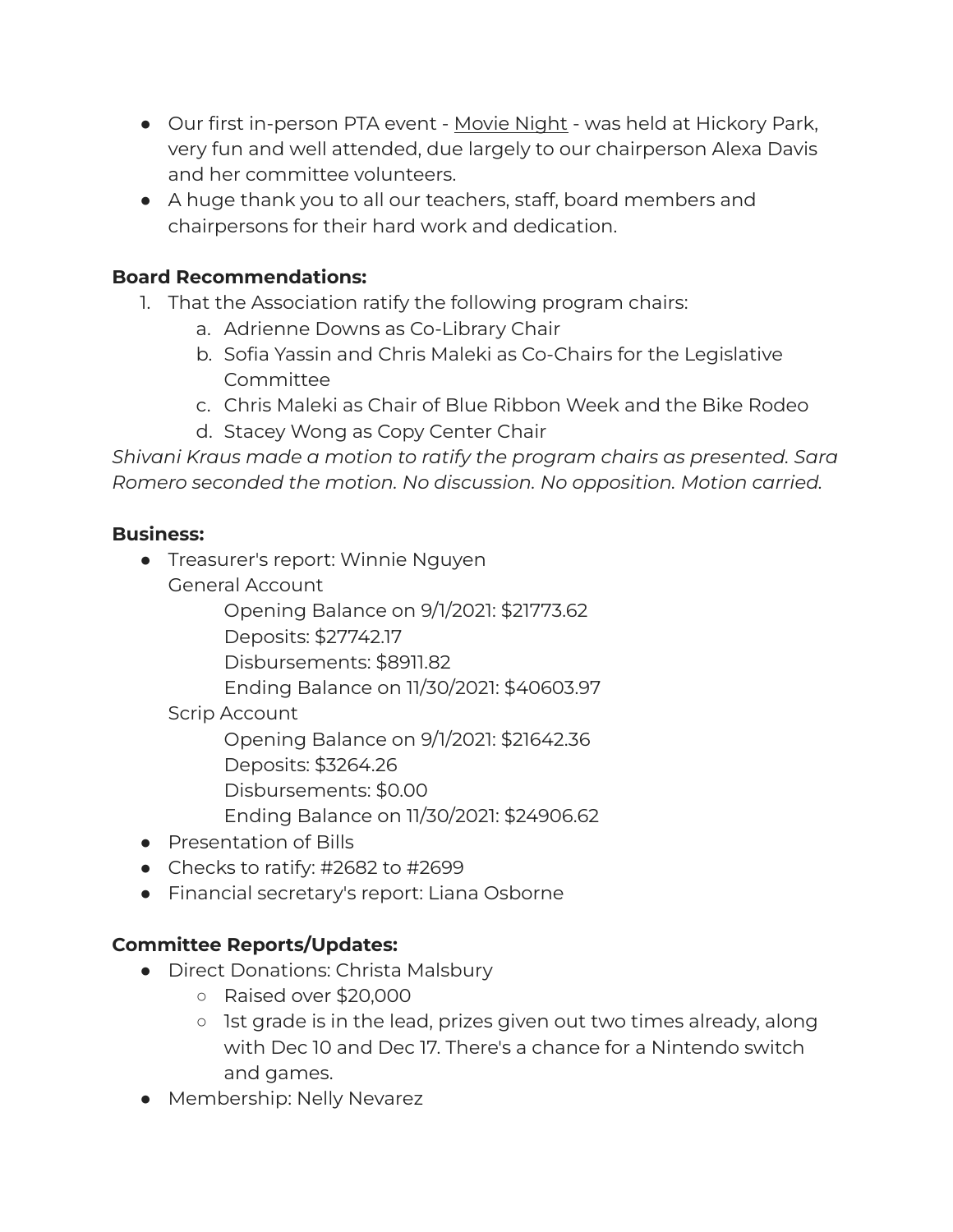- Our first in-person PTA event - Movie Night - was held at Hickory Park, very fun and well attended, due largely to our chairperson Alexa Davis and her committee volunteers.
- A huge thank you to all our teachers, staff, board members and chairpersons for their hard work and dedication.

**Board Recommendations:**

1. That the Association ratify the following program chairs:
   a. Adrienne Downs as Co-Library Chair
   b. Sofia Yassin and Chris Maleki as Co-Chairs for the Legislative Committee
   c. Chris Maleki as Chair of Blue Ribbon Week and the Bike Rodeo
   d. Stacey Wong as Copy Center Chair

*Shivani Kraus made a motion to ratify the program chairs as presented. Sara Romero seconded the motion. No discussion. No opposition. Motion carried.*

**Business:**

- Treasurer's report: Winnie Nguyen
  General Account
    Opening Balance on 9/1/2021: $21773.62
    Deposits: $27742.17
    Disbursements: $8911.82
    Ending Balance on 11/30/2021: $40603.97
  Scrip Account
    Opening Balance on 9/1/2021: $21642.36
    Deposits: $3264.26
    Disbursements: $0.00
    Ending Balance on 11/30/2021: $24906.62
- Presentation of Bills
- Checks to ratify: #2682 to #2699
- Financial secretary's report: Liana Osborne

**Committee Reports/Updates:**

- Direct Donations: Christa Malsbury
  - Raised over $20,000
  - 1st grade is in the lead, prizes given out two times already, along with Dec 10 and Dec 17. There's a chance for a Nintendo switch and games.
- Membership: Nelly Nevarez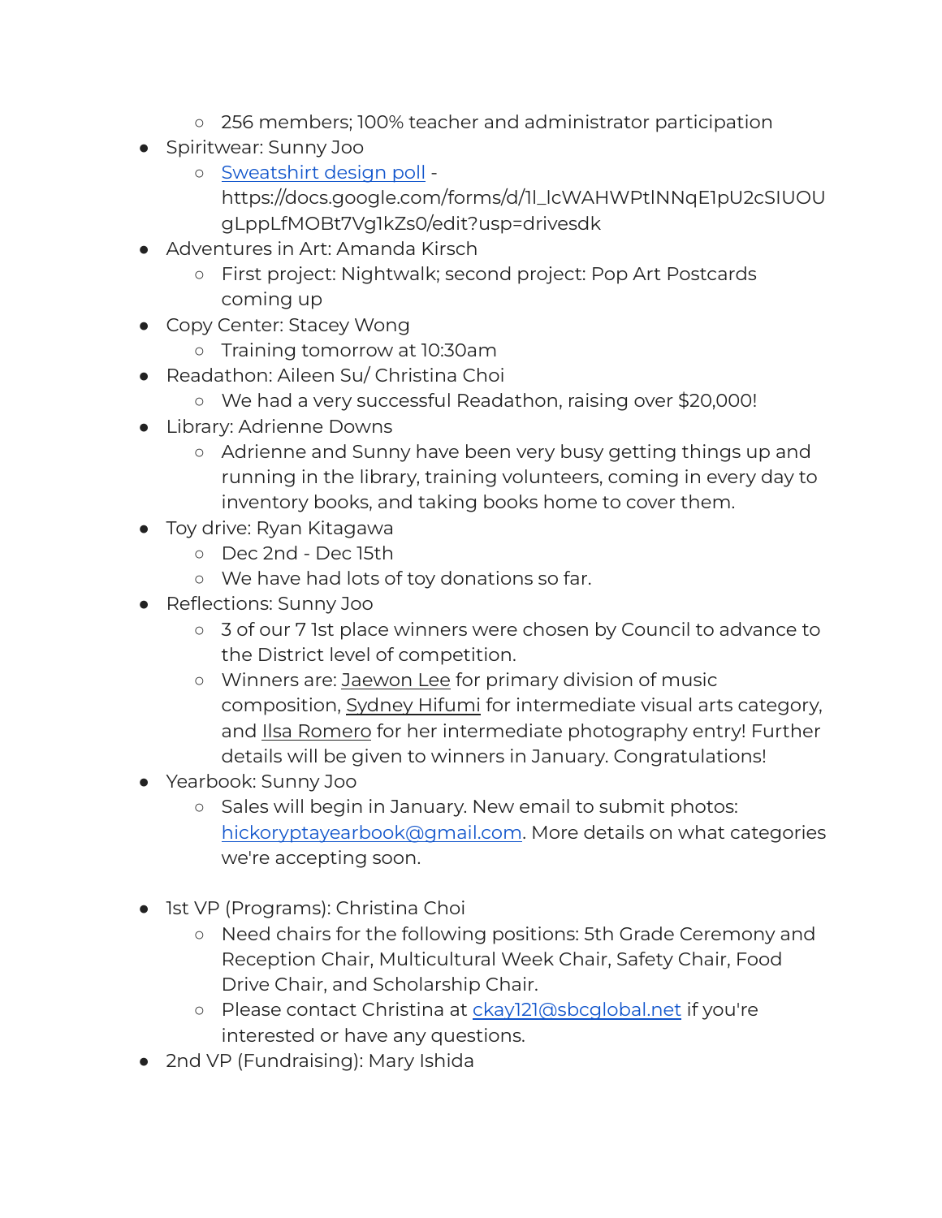- 256 members; 100% teacher and administrator participation
- Spiritwear: Sunny Joo
    - [Sweatshirt design poll](https://docs.google.com/forms/d/1I_lcWAHWPtlNNqE1pU2cSIUOUgLppLfMOBt7Vg1kZs0/edit?usp=drivesdk) - https://docs.google.com/forms/d/1I_lcWAHWPtlNNqE1pU2cSIUOUgLppLfMOBt7Vg1kZs0/edit?usp=drivesdk
- Adventures in Art: Amanda Kirsch
    - First project: Nightwalk; second project: Pop Art Postcards coming up
- Copy Center: Stacey Wong
    - Training tomorrow at 10:30am
- Readathon: Aileen Su/ Christina Choi
    - We had a very successful Readathon, raising over $20,000!
- Library: Adrienne Downs
    - Adrienne and Sunny have been very busy getting things up and running in the library, training volunteers, coming in every day to inventory books, and taking books home to cover them.
- Toy drive: Ryan Kitagawa
    - Dec 2nd - Dec 15th
    - We have had lots of toy donations so far.
- Reflections: Sunny Joo
    - 3 of our 7 1st place winners were chosen by Council to advance to the District level of competition.
    - Winners are: Jaewon Lee for primary division of music composition, Sydney Hifumi for intermediate visual arts category, and Ilsa Romero for her intermediate photography entry! Further details will be given to winners in January. Congratulations!
- Yearbook: Sunny Joo
    - Sales will begin in January. New email to submit photos: [hickoryptayearbook@gmail.com](mailto:hickoryptayearbook@gmail.com). More details on what categories we're accepting soon.

- 1st VP (Programs): Christina Choi
    - Need chairs for the following positions: 5th Grade Ceremony and Reception Chair, Multicultural Week Chair, Safety Chair, Food Drive Chair, and Scholarship Chair.
    - Please contact Christina at [ckay121@sbcglobal.net](mailto:ckay121@sbcglobal.net) if you're interested or have any questions.
- 2nd VP (Fundraising): Mary Ishida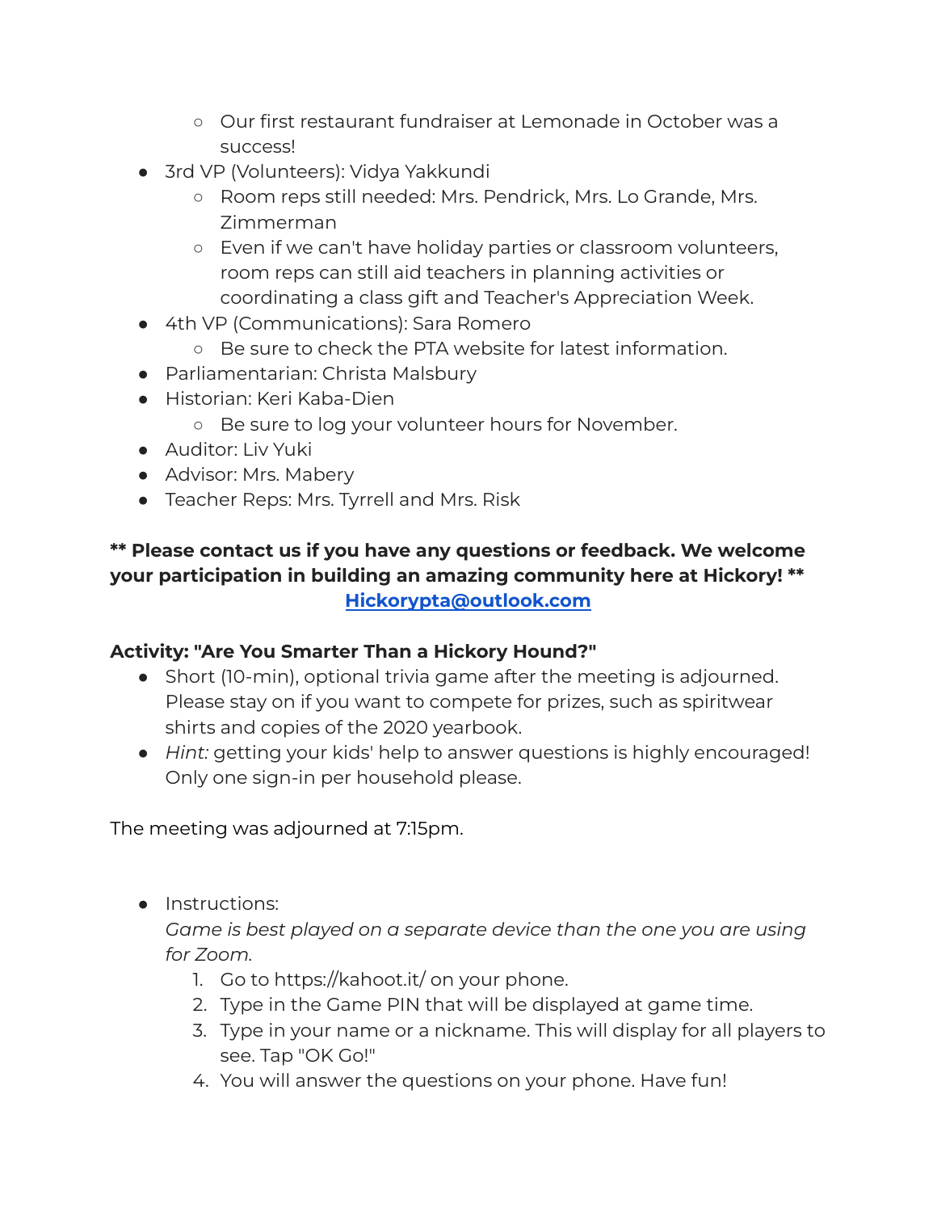- Our first restaurant fundraiser at Lemonade in October was a success!
- 3rd VP (Volunteers): Vidya Yakkundi
  - Room reps still needed: Mrs. Pendrick, Mrs. Lo Grande, Mrs. Zimmerman
  - Even if we can't have holiday parties or classroom volunteers, room reps can still aid teachers in planning activities or coordinating a class gift and Teacher's Appreciation Week.
- 4th VP (Communications): Sara Romero
  - Be sure to check the PTA website for latest information.
- Parliamentarian: Christa Malsbury
- Historian: Keri Kaba-Dien
  - Be sure to log your volunteer hours for November.
- Auditor: Liv Yuki
- Advisor: Mrs. Mabery
- Teacher Reps: Mrs. Tyrrell and Mrs. Risk

**** Please contact us if you have any questions or feedback. We welcome your participation in building an amazing community here at Hickory! ****
[Hickorypta@outlook.com](mailto:Hickorypta@outlook.com)

**Activity: "Are You Smarter Than a Hickory Hound?"**

- Short (10-min), optional trivia game after the meeting is adjourned. Please stay on if you want to compete for prizes, such as spiritwear shirts and copies of the 2020 yearbook.
- *Hint:* getting your kids' help to answer questions is highly encouraged! Only one sign-in per household please.

The meeting was adjourned at 7:15pm.

- Instructions:
  *Game is best played on a separate device than the one you are using for Zoom.*
  1. Go to https://kahoot.it/ on your phone.
  2. Type in the Game PIN that will be displayed at game time.
  3. Type in your name or a nickname. This will display for all players to see. Tap "OK Go!"
  4. You will answer the questions on your phone. Have fun!